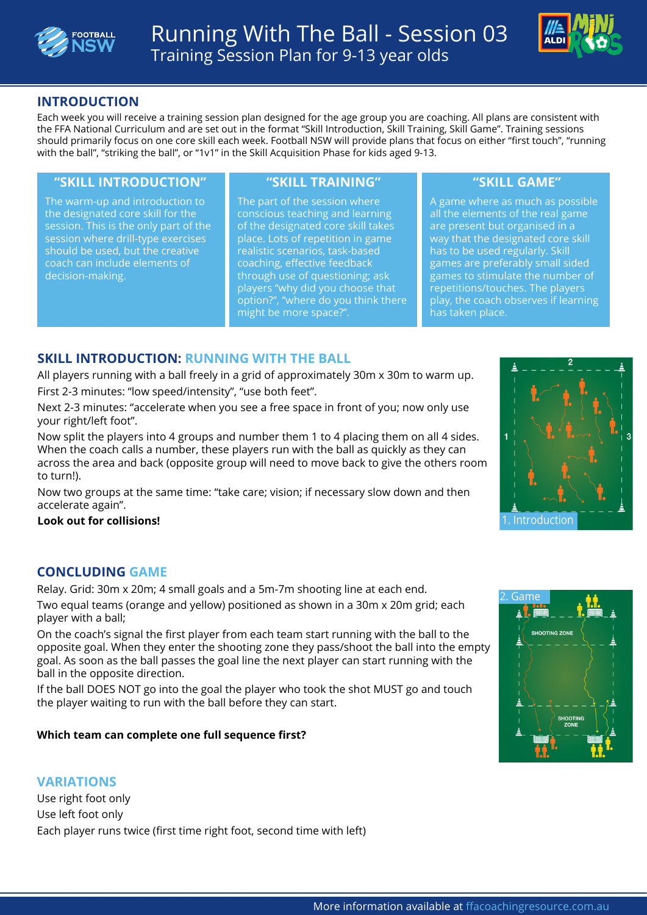# Running With The Ball - Session 03

Training Session Plan for 9-13 year olds

## INTRODUCTION

Each week you will receive a training session plan designed for the age group you are coaching. All plans are consistent with the FFA National Curriculum and are set out in the format "Skill Introduction, Skill Training, Skill Game". Training sessions should primarily focus on one core skill each week. Football NSW will provide plans that focus on either "first touch", "running with the ball", "striking the ball", or "1v1" in the Skill Acquisition Phase for kids aged 9-13.

### "SKILL INTRODUCTION"

The warm-up and introduction to the designated core skill for the session. This is the only part of the session where drill-type exercises should be used, but the creative coach can include elements of decision-making.

### "SKILL TRAINING"

The part of the session where conscious teaching and learning of the designated core skill takes place. Lots of repetition in game realistic scenarios, task-based coaching, effective feedback through use of questioning; ask players "why did you choose that option?", "where do you think there might be more space?".

### "SKILL GAME"

A game where as much as possible all the elements of the real game are present but organised in a way that the designated core skill has to be used regularly. Skill games are preferably small sided games to stimulate the number of repetitions/touches. The players play, the coach observes if learning has taken place.

## SKILL INTRODUCTION: RUNNING WITH THE BALL

All players running with a ball freely in a grid of approximately 30m x 30m to warm up.

First 2-3 minutes: "low speed/intensity", "use both feet".

Next 2-3 minutes: "accelerate when you see a free space in front of you; now only use your right/left foot".

Now split the players into 4 groups and number them 1 to 4 placing them on all 4 sides. When the coach calls a number, these players run with the ball as quickly as they can across the area and back (opposite group will need to move back to give the others room to turn!).

Now two groups at the same time: "take care; vision; if necessary slow down and then accelerate again".

**Look out for collisions!**

1. Introduction

## CONCLUDING GAME

Relay. Grid: 30m x 20m; 4 small goals and a 5m-7m shooting line at each end.

Two equal teams (orange and yellow) positioned as shown in a 30m x 20m grid; each player with a ball;

On the coach's signal the first player from each team start running with the ball to the opposite goal. When they enter the shooting zone they pass/shoot the ball into the empty goal. As soon as the ball passes the goal line the next player can start running with the ball in the opposite direction.

If the ball DOES NOT go into the goal the player who took the shot MUST go and touch the player waiting to run with the ball before they can start.

**Which team can complete one full sequence first?**

2. Game

## VARIATIONS

Use right foot only

Use left foot only

Each player runs twice (first time right foot, second time with left)

More information available at ffacoachingresource.com.au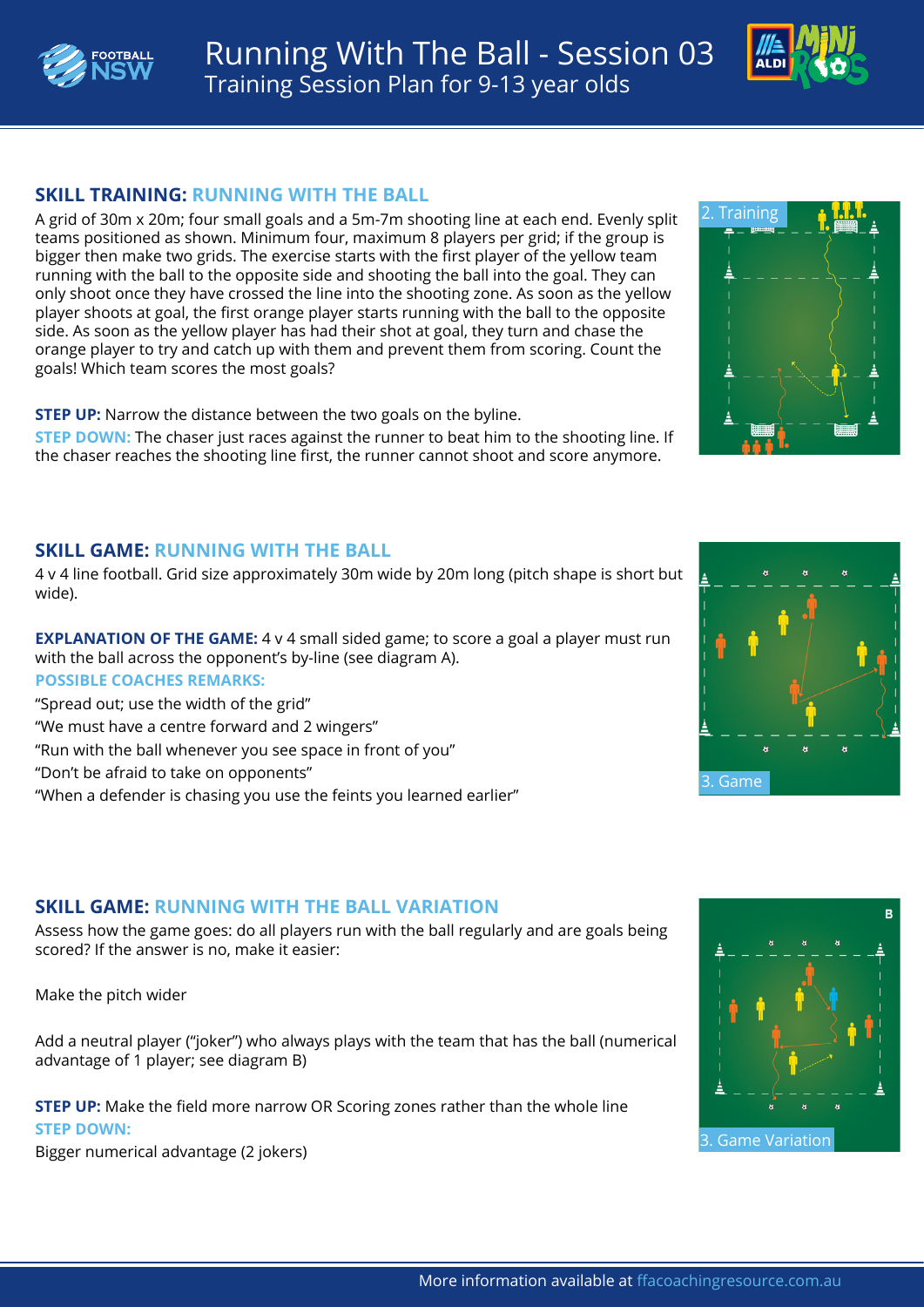# Running With The Ball - Session 03
Training Session Plan for 9-13 year olds

## SKILL TRAINING: RUNNING WITH THE BALL

A grid of 30m x 20m; four small goals and a 5m-7m shooting line at each end. Evenly split teams positioned as shown. Minimum four, maximum 8 players per grid; if the group is bigger then make two grids. The exercise starts with the first player of the yellow team running with the ball to the opposite side and shooting the ball into the goal. They can only shoot once they have crossed the line into the shooting zone. As soon as the yellow player shoots at goal, the first orange player starts running with the ball to the opposite side. As soon as the yellow player has had their shot at goal, they turn and chase the orange player to try and catch up with them and prevent them from scoring. Count the goals! Which team scores the most goals?

**STEP UP:** Narrow the distance between the two goals on the byline.

**STEP DOWN:** The chaser just races against the runner to beat him to the shooting line. If the chaser reaches the shooting line first, the runner cannot shoot and score anymore.

2. Training

## SKILL GAME: RUNNING WITH THE BALL

4 v 4 line football. Grid size approximately 30m wide by 20m long (pitch shape is short but wide).

**EXPLANATION OF THE GAME:** 4 v 4 small sided game; to score a goal a player must run with the ball across the opponent's by-line (see diagram A).

**POSSIBLE COACHES REMARKS:**

"Spread out; use the width of the grid"

"We must have a centre forward and 2 wingers"

"Run with the ball whenever you see space in front of you"

"Don't be afraid to take on opponents"

"When a defender is chasing you use the feints you learned earlier"

3. Game

## SKILL GAME: RUNNING WITH THE BALL VARIATION

Assess how the game goes: do all players run with the ball regularly and are goals being scored? If the answer is no, make it easier:

Make the pitch wider

Add a neutral player ("joker") who always plays with the team that has the ball (numerical advantage of 1 player; see diagram B)

**STEP UP:** Make the field more narrow OR Scoring zones rather than the whole line

**STEP DOWN:**

Bigger numerical advantage (2 jokers)

B

3. Game Variation

More information available at ffacoachingresource.com.au